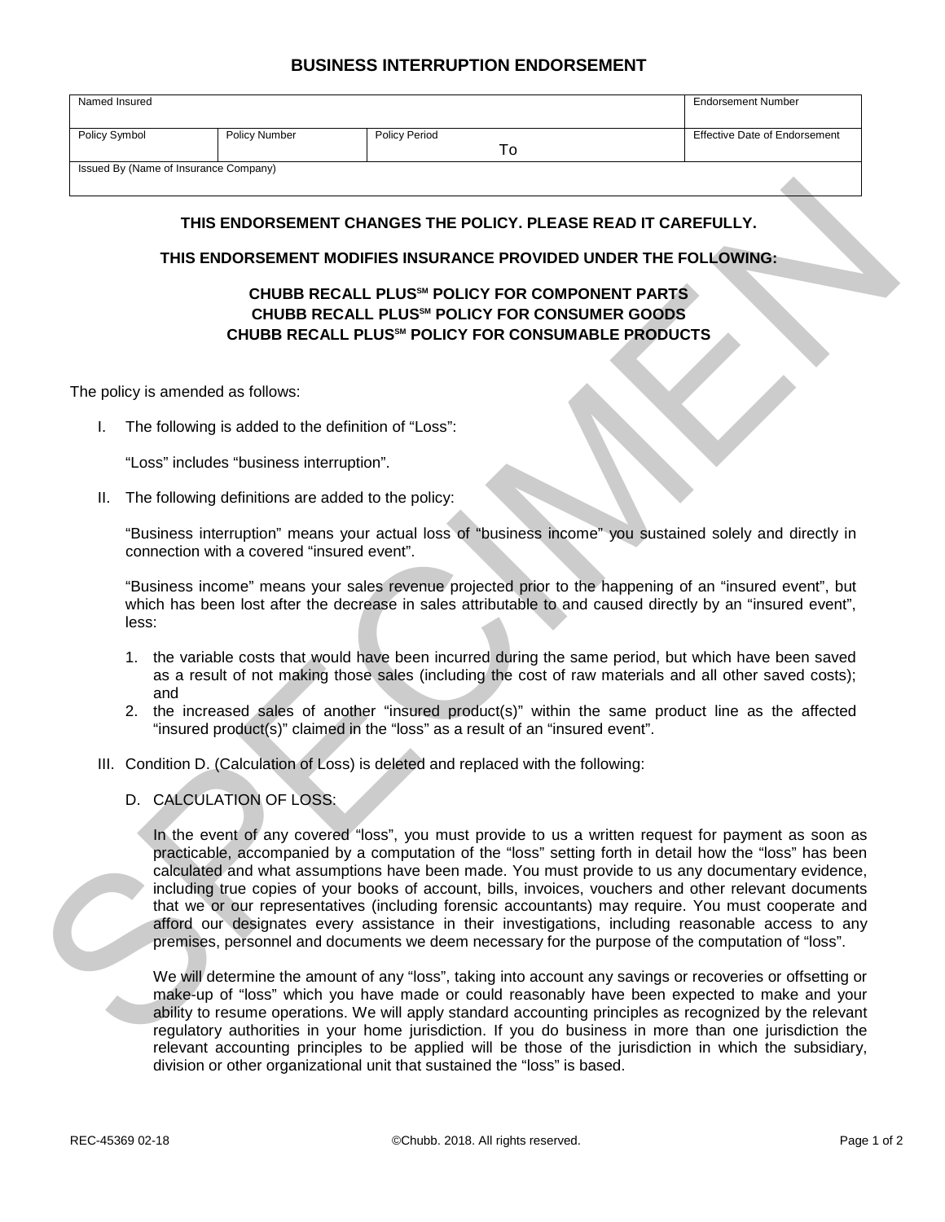# BUSINESS INTERRUPTION ENDORSEMENT

| Named Insured | | | Endorsement Number |
|---|---|---|---|
| Policy Symbol | Policy Number | Policy Period To | Effective Date of Endorsement |
| Issued By (Name of Insurance Company) | | | |

**THIS ENDORSEMENT CHANGES THE POLICY. PLEASE READ IT CAREFULLY.**

**THIS ENDORSEMENT MODIFIES INSURANCE PROVIDED UNDER THE FOLLOWING:**

**CHUBB RECALL PLUS℠ POLICY FOR COMPONENT PARTS**
**CHUBB RECALL PLUS℠ POLICY FOR CONSUMER GOODS**
**CHUBB RECALL PLUS℠ POLICY FOR CONSUMABLE PRODUCTS**

The policy is amended as follows:

I. The following is added to the definition of "Loss":

   "Loss" includes "business interruption".

II. The following definitions are added to the policy:

   "Business interruption" means your actual loss of "business income" you sustained solely and directly in connection with a covered "insured event".

   "Business income" means your sales revenue projected prior to the happening of an "insured event", but which has been lost after the decrease in sales attributable to and caused directly by an "insured event", less:

   1. the variable costs that would have been incurred during the same period, but which have been saved as a result of not making those sales (including the cost of raw materials and all other saved costs); and
   2. the increased sales of another "insured product(s)" within the same product line as the affected "insured product(s)" claimed in the "loss" as a result of an "insured event".

III. Condition D. (Calculation of Loss) is deleted and replaced with the following:

   D. CALCULATION OF LOSS:

   In the event of any covered "loss", you must provide to us a written request for payment as soon as practicable, accompanied by a computation of the "loss" setting forth in detail how the "loss" has been calculated and what assumptions have been made. You must provide to us any documentary evidence, including true copies of your books of account, bills, invoices, vouchers and other relevant documents that we or our representatives (including forensic accountants) may require. You must cooperate and afford our designates every assistance in their investigations, including reasonable access to any premises, personnel and documents we deem necessary for the purpose of the computation of "loss".

   We will determine the amount of any "loss", taking into account any savings or recoveries or offsetting or make-up of "loss" which you have made or could reasonably have been expected to make and your ability to resume operations. We will apply standard accounting principles as recognized by the relevant regulatory authorities in your home jurisdiction. If you do business in more than one jurisdiction the relevant accounting principles to be applied will be those of the jurisdiction in which the subsidiary, division or other organizational unit that sustained the "loss" is based.

REC-45369 02-18 ©Chubb. 2018. All rights reserved.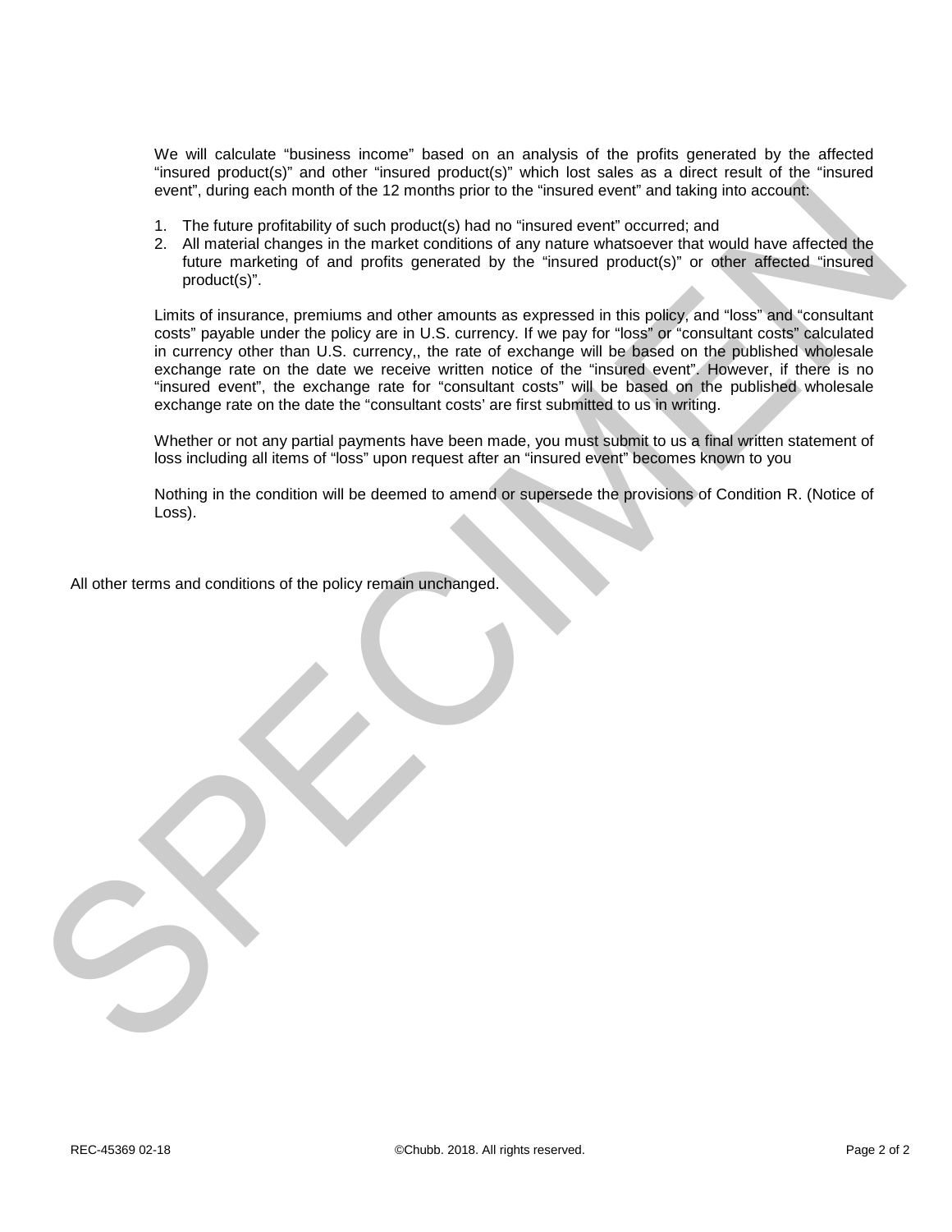We will calculate "business income" based on an analysis of the profits generated by the affected "insured product(s)" and other "insured product(s)" which lost sales as a direct result of the "insured event", during each month of the 12 months prior to the "insured event" and taking into account:

1. The future profitability of such product(s) had no "insured event" occurred; and
2. All material changes in the market conditions of any nature whatsoever that would have affected the future marketing of and profits generated by the "insured product(s)" or other affected "insured product(s)".

Limits of insurance, premiums and other amounts as expressed in this policy, and "loss" and "consultant costs" payable under the policy are in U.S. currency. If we pay for "loss" or "consultant costs" calculated in currency other than U.S. currency,, the rate of exchange will be based on the published wholesale exchange rate on the date we receive written notice of the "insured event". However, if there is no "insured event", the exchange rate for "consultant costs" will be based on the published wholesale exchange rate on the date the "consultant costs' are first submitted to us in writing.

Whether or not any partial payments have been made, you must submit to us a final written statement of loss including all items of "loss" upon request after an "insured event" becomes known to you

Nothing in the condition will be deemed to amend or supersede the provisions of Condition R. (Notice of Loss).

All other terms and conditions of the policy remain unchanged.

REC-45369 02-18 ©Chubb. 2018. All rights reserved.